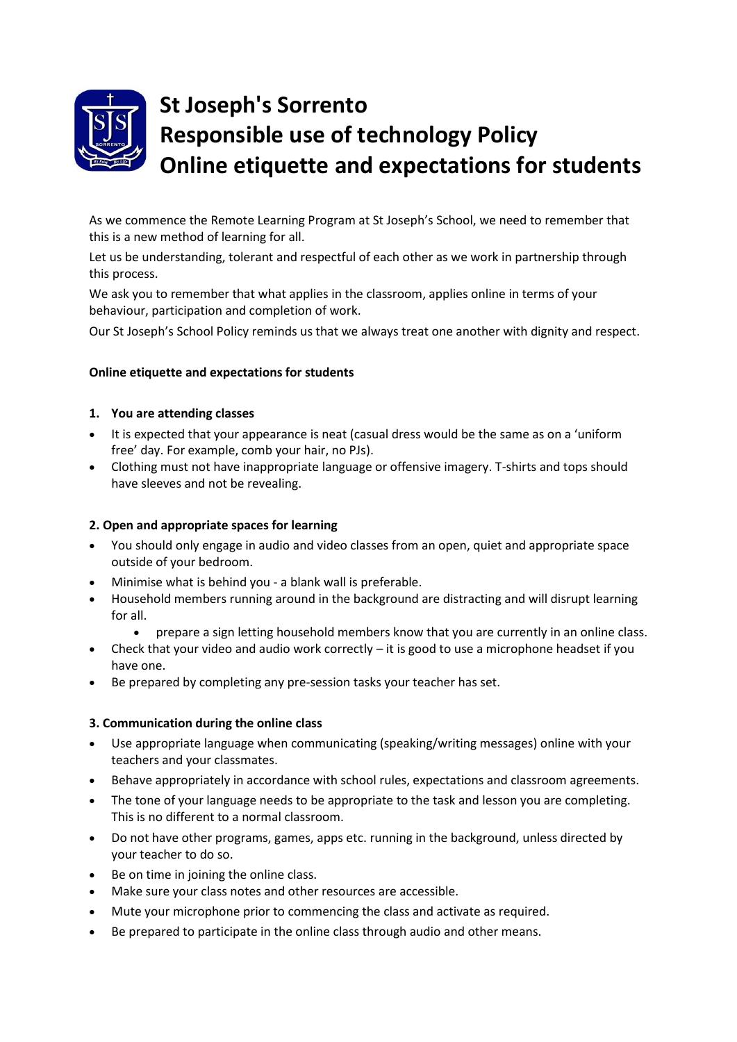# St Joseph's Sorrento
# Responsible use of technology Policy
# Online etiquette and expectations for students

As we commence the Remote Learning Program at St Joseph's School, we need to remember that this is a new method of learning for all.

Let us be understanding, tolerant and respectful of each other as we work in partnership through this process.

We ask you to remember that what applies in the classroom, applies online in terms of your behaviour, participation and completion of work.

Our St Joseph's School Policy reminds us that we always treat one another with dignity and respect.

**Online etiquette and expectations for students**

**1. You are attending classes**

- It is expected that your appearance is neat (casual dress would be the same as on a 'uniform free' day. For example, comb your hair, no PJs).
- Clothing must not have inappropriate language or offensive imagery. T-shirts and tops should have sleeves and not be revealing.

**2. Open and appropriate spaces for learning**

- You should only engage in audio and video classes from an open, quiet and appropriate space outside of your bedroom.
- Minimise what is behind you - a blank wall is preferable.
- Household members running around in the background are distracting and will disrupt learning for all.
    - prepare a sign letting household members know that you are currently in an online class.
- Check that your video and audio work correctly – it is good to use a microphone headset if you have one.
- Be prepared by completing any pre-session tasks your teacher has set.

**3. Communication during the online class**

- Use appropriate language when communicating (speaking/writing messages) online with your teachers and your classmates.
- Behave appropriately in accordance with school rules, expectations and classroom agreements.
- The tone of your language needs to be appropriate to the task and lesson you are completing. This is no different to a normal classroom.
- Do not have other programs, games, apps etc. running in the background, unless directed by your teacher to do so.
- Be on time in joining the online class.
- Make sure your class notes and other resources are accessible.
- Mute your microphone prior to commencing the class and activate as required.
- Be prepared to participate in the online class through audio and other means.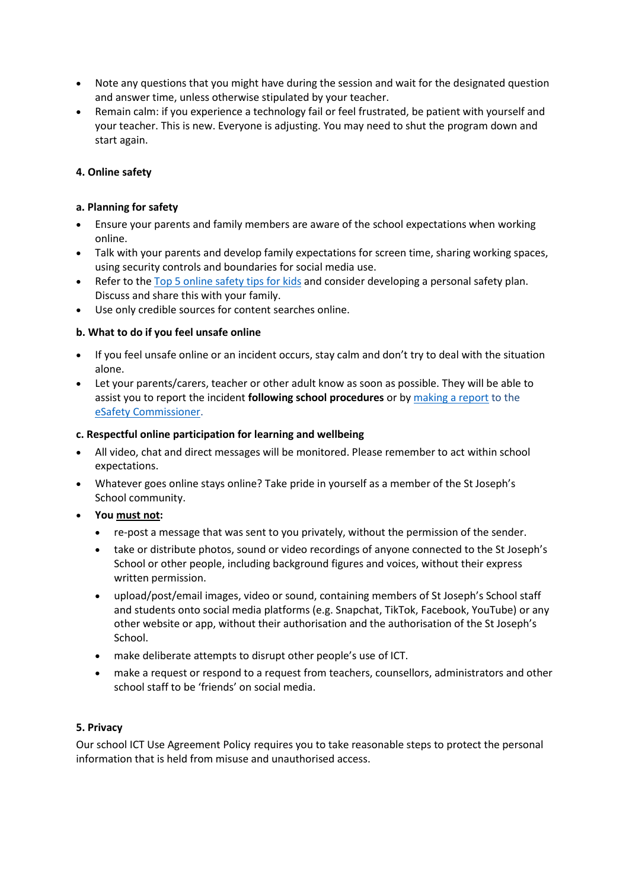- Note any questions that you might have during the session and wait for the designated question and answer time, unless otherwise stipulated by your teacher.
- Remain calm: if you experience a technology fail or feel frustrated, be patient with yourself and your teacher. This is new. Everyone is adjusting. You may need to shut the program down and start again.

### 4. Online safety

#### a. Planning for safety

- Ensure your parents and family members are aware of the school expectations when working online.
- Talk with your parents and develop family expectations for screen time, sharing working spaces, using security controls and boundaries for social media use.
- Refer to the Top 5 online safety tips for kids and consider developing a personal safety plan. Discuss and share this with your family.
- Use only credible sources for content searches online.

#### b. What to do if you feel unsafe online

- If you feel unsafe online or an incident occurs, stay calm and don't try to deal with the situation alone.
- Let your parents/carers, teacher or other adult know as soon as possible. They will be able to assist you to report the incident **following school procedures** or by making a report to the eSafety Commissioner.

#### c. Respectful online participation for learning and wellbeing

- All video, chat and direct messages will be monitored. Please remember to act within school expectations.
- Whatever goes online stays online? Take pride in yourself as a member of the St Joseph's School community.
- **You <u>must not</u>:**
  - re-post a message that was sent to you privately, without the permission of the sender.
  - take or distribute photos, sound or video recordings of anyone connected to the St Joseph's School or other people, including background figures and voices, without their express written permission.
  - upload/post/email images, video or sound, containing members of St Joseph's School staff and students onto social media platforms (e.g. Snapchat, TikTok, Facebook, YouTube) or any other website or app, without their authorisation and the authorisation of the St Joseph's School.
  - make deliberate attempts to disrupt other people's use of ICT.
  - make a request or respond to a request from teachers, counsellors, administrators and other school staff to be 'friends' on social media.

### 5. Privacy

Our school ICT Use Agreement Policy requires you to take reasonable steps to protect the personal information that is held from misuse and unauthorised access.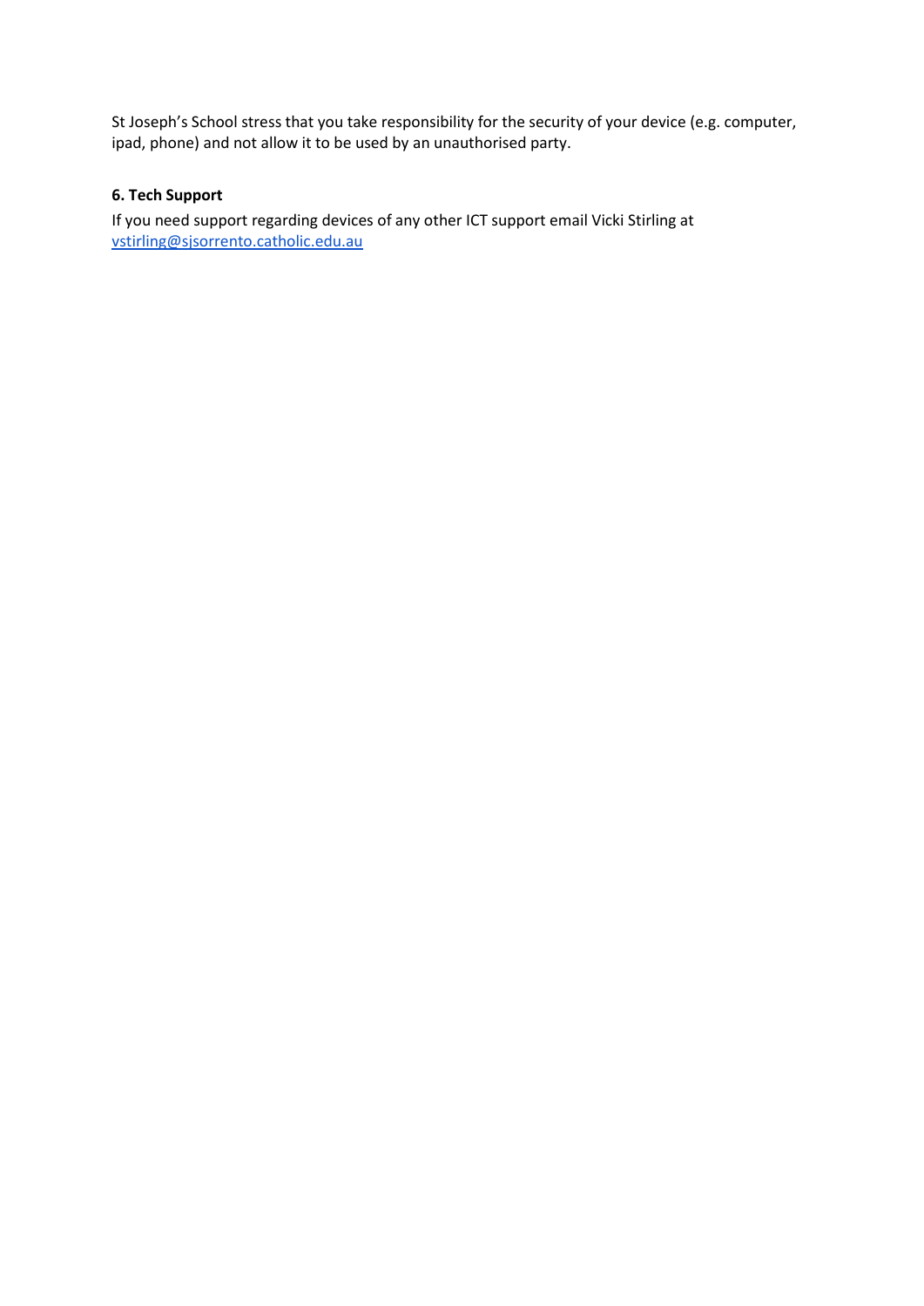St Joseph's School stress that you take responsibility for the security of your device (e.g. computer, ipad, phone) and not allow it to be used by an unauthorised party.

### 6. Tech Support

If you need support regarding devices of any other ICT support email Vicki Stirling at [vstirling@sjsorrento.catholic.edu.au](mailto:vstirling@sjsorrento.catholic.edu.au)